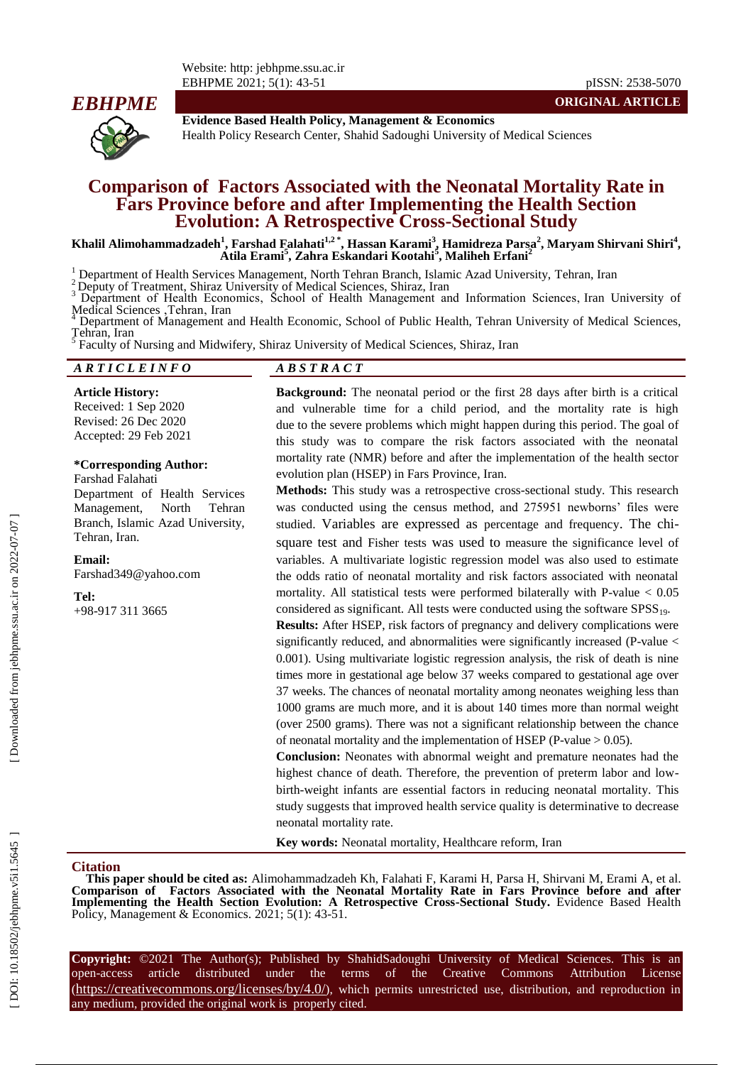Website: http: jebhpme.ssu.ac.ir
EBHPME 2021; 5(1): 43-51

pISSN: 2538-5070

**EBHPME**

**ORIGINAL ARTICLE**

**Evidence Based Health Policy, Management & Economics**
Health Policy Research Center, Shahid Sadoughi University of Medical Sciences

# Comparison of Factors Associated with the Neonatal Mortality Rate in Fars Province before and after Implementing the Health Section Evolution: A Retrospective Cross-Sectional Study

**Khalil Alimohammadzadeh[1], Farshad Falahati[1,2 *], Hassan Karami[3], Hamidreza Parsa[2], Maryam Shirvani Shiri[4], Atila Erami[5], Zahra Eskandari Kootahi[5], Maliheh Erfani[2]**

[1] Department of Health Services Management, North Tehran Branch, Islamic Azad University, Tehran, Iran
[2] Deputy of Treatment, Shiraz University of Medical Sciences, Shiraz, Iran
[3] Department of Health Economics, School of Health Management and Information Sciences, Iran University of Medical Sciences ,Tehran, Iran
[4] Department of Management and Health Economic, School of Public Health, Tehran University of Medical Sciences, Tehran, Iran
[5] Faculty of Nursing and Midwifery, Shiraz University of Medical Sciences, Shiraz, Iran

***ARTICLE INFO***

**Article History:**
Received: 1 Sep 2020
Revised: 26 Dec 2020
Accepted: 29 Feb 2021

**\*Corresponding Author:**
Farshad Falahati
Department of Health Services Management, North Tehran Branch, Islamic Azad University, Tehran, Iran.

**Email:**
Farshad349@yahoo.com

**Tel:**
+98-917 311 3665

***ABSTRACT***

**Background:** The neonatal period or the first 28 days after birth is a critical and vulnerable time for a child period, and the mortality rate is high due to the severe problems which might happen during this period. The goal of this study was to compare the risk factors associated with the neonatal mortality rate (NMR) before and after the implementation of the health sector evolution plan (HSEP) in Fars Province, Iran.

**Methods:** This study was a retrospective cross-sectional study. This research was conducted using the census method, and 275951 newborns' files were studied. Variables are expressed as percentage and frequency. The chi-square test and Fisher tests was used to measure the significance level of variables. A multivariate logistic regression model was also used to estimate the odds ratio of neonatal mortality and risk factors associated with neonatal mortality. All statistical tests were performed bilaterally with P-value < 0.05 considered as significant. All tests were conducted using the software $SPSS_{19}$.

**Results:** After HSEP, risk factors of pregnancy and delivery complications were significantly reduced, and abnormalities were significantly increased (P-value < 0.001). Using multivariate logistic regression analysis, the risk of death is nine times more in gestational age below 37 weeks compared to gestational age over 37 weeks. The chances of neonatal mortality among neonates weighing less than 1000 grams are much more, and it is about 140 times more than normal weight (over 2500 grams). There was not a significant relationship between the chance of neonatal mortality and the implementation of HSEP (P-value > 0.05).

**Conclusion:** Neonates with abnormal weight and premature neonates had the highest chance of death. Therefore, the prevention of preterm labor and low-birth-weight infants are essential factors in reducing neonatal mortality. This study suggests that improved health service quality is determinative to decrease neonatal mortality rate.

**Key words:** Neonatal mortality, Healthcare reform, Iran

**Citation**

**This paper should be cited as:** Alimohammadzadeh Kh, Falahati F, Karami H, Parsa H, Shirvani M, Erami A, et al. **Comparison of Factors Associated with the Neonatal Mortality Rate in Fars Province before and after Implementing the Health Section Evolution: A Retrospective Cross-Sectional Study.** Evidence Based Health Policy, Management & Economics. 2021; 5(1): 43-51.

**Copyright:** ©2021 The Author(s); Published by ShahidSadoughi University of Medical Sciences. This is an open-access article distributed under the terms of the Creative Commons Attribution License (https://creativecommons.org/licenses/by/4.0/), which permits unrestricted use, distribution, and reproduction in any medium, provided the original work is properly cited.

[ DOI: 10.18502/jebhpme.v5i1.5645 ]

[ Downloaded from jebhpme.ssu.ac.ir on 2022-07-07 ]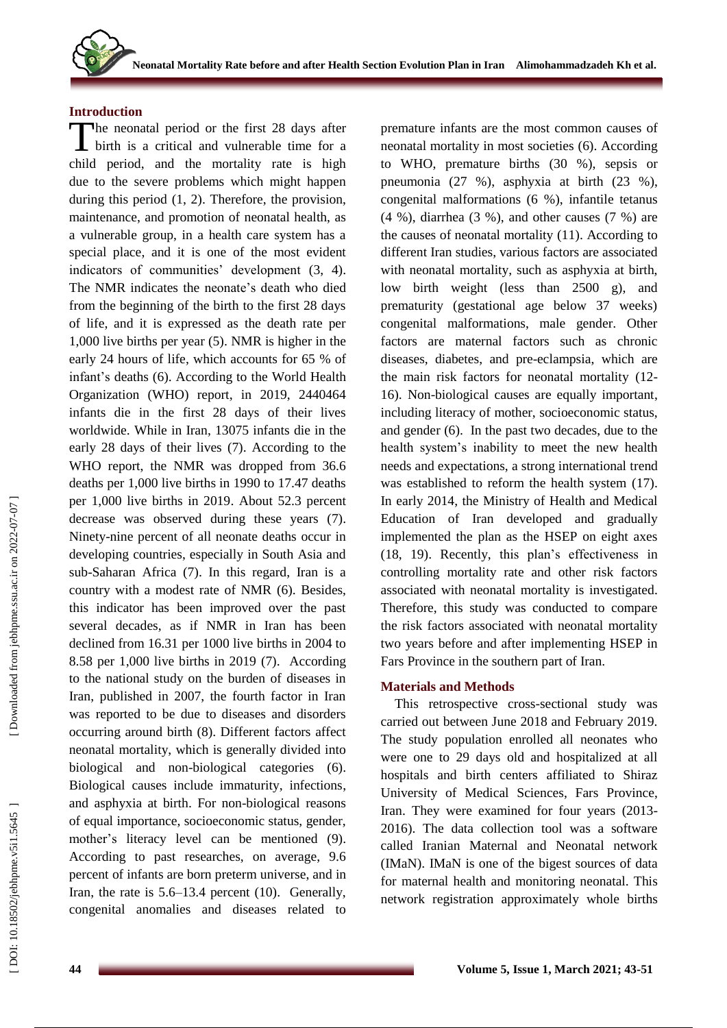## Introduction

The neonatal period or the first 28 days after birth is a critical and vulnerable time for a child period, and the mortality rate is high due to the severe problems which might happen during this period (1, 2). Therefore, the provision, maintenance, and promotion of neonatal health, as a vulnerable group, in a health care system has a special place, and it is one of the most evident indicators of communities' development (3, 4). The NMR indicates the neonate's death who died from the beginning of the birth to the first 28 days of life, and it is expressed as the death rate per 1,000 live births per year (5). NMR is higher in the early 24 hours of life, which accounts for 65 % of infant's deaths (6). According to the World Health Organization (WHO) report, in 2019, 2440464 infants die in the first 28 days of their lives worldwide. While in Iran, 13075 infants die in the early 28 days of their lives (7). According to the WHO report, the NMR was dropped from 36.6 deaths per 1,000 live births in 1990 to 17.47 deaths per 1,000 live births in 2019. About 52.3 percent decrease was observed during these years (7). Ninety-nine percent of all neonate deaths occur in developing countries, especially in South Asia and sub-Saharan Africa (7). In this regard, Iran is a country with a modest rate of NMR (6). Besides, this indicator has been improved over the past several decades, as if NMR in Iran has been declined from 16.31 per 1000 live births in 2004 to 8.58 per 1,000 live births in 2019 (7). According to the national study on the burden of diseases in Iran, published in 2007, the fourth factor in Iran was reported to be due to diseases and disorders occurring around birth (8). Different factors affect neonatal mortality, which is generally divided into biological and non-biological categories (6). Biological causes include immaturity, infections, and asphyxia at birth. For non-biological reasons of equal importance, socioeconomic status, gender, mother's literacy level can be mentioned (9). According to past researches, on average, 9.6 percent of infants are born preterm universe, and in Iran, the rate is 5.6–13.4 percent (10). Generally, congenital anomalies and diseases related to premature infants are the most common causes of neonatal mortality in most societies (6). According to WHO, premature births (30 %), sepsis or pneumonia (27 %), asphyxia at birth (23 %), congenital malformations (6 %), infantile tetanus (4 %), diarrhea (3 %), and other causes (7 %) are the causes of neonatal mortality (11). According to different Iran studies, various factors are associated with neonatal mortality, such as asphyxia at birth, low birth weight (less than 2500 g), and prematurity (gestational age below 37 weeks) congenital malformations, male gender. Other factors are maternal factors such as chronic diseases, diabetes, and pre-eclampsia, which are the main risk factors for neonatal mortality (12-16). Non-biological causes are equally important, including literacy of mother, socioeconomic status, and gender (6). In the past two decades, due to the health system's inability to meet the new health needs and expectations, a strong international trend was established to reform the health system (17). In early 2014, the Ministry of Health and Medical Education of Iran developed and gradually implemented the plan as the HSEP on eight axes (18, 19). Recently, this plan's effectiveness in controlling mortality rate and other risk factors associated with neonatal mortality is investigated. Therefore, this study was conducted to compare the risk factors associated with neonatal mortality two years before and after implementing HSEP in Fars Province in the southern part of Iran.

## Materials and Methods

This retrospective cross-sectional study was carried out between June 2018 and February 2019. The study population enrolled all neonates who were one to 29 days old and hospitalized at all hospitals and birth centers affiliated to Shiraz University of Medical Sciences, Fars Province, Iran. They were examined for four years (2013-2016). The data collection tool was a software called Iranian Maternal and Neonatal network (IMaN). IMaN is one of the bigest sources of data for maternal health and monitoring neonatal. This network registration approximately whole births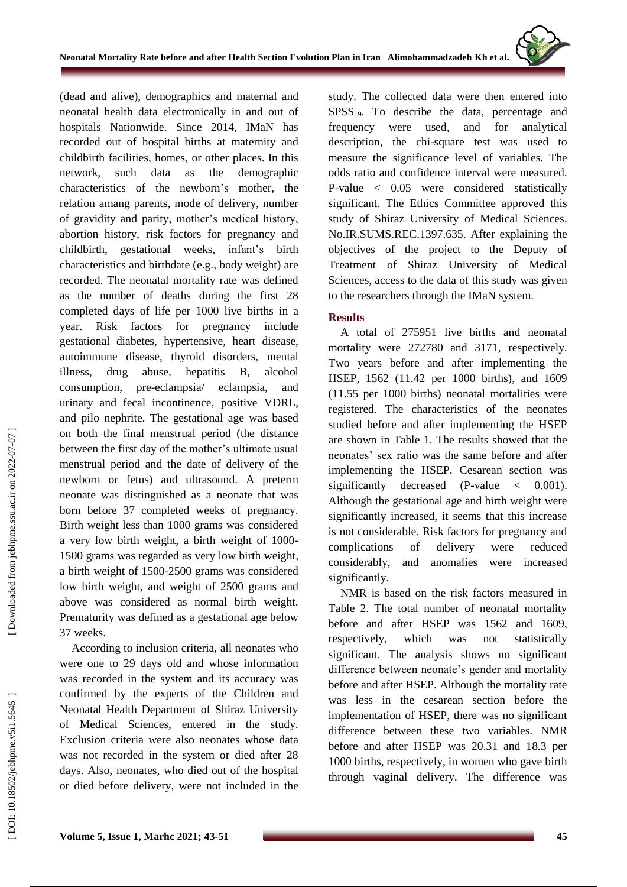(dead and alive), demographics and maternal and neonatal health data electronically in and out of hospitals Nationwide. Since 2014, IMaN has recorded out of hospital births at maternity and childbirth facilities, homes, or other places. In this network, such data as the demographic characteristics of the newborn's mother, the relation amang parents, mode of delivery, number of gravidity and parity, mother's medical history, abortion history, risk factors for pregnancy and childbirth, gestational weeks, infant's birth characteristics and birthdate (e.g., body weight) are recorded. The neonatal mortality rate was defined as the number of deaths during the first 28 completed days of life per 1000 live births in a year. Risk factors for pregnancy include gestational diabetes, hypertensive, heart disease, autoimmune disease, thyroid disorders, mental illness, drug abuse, hepatitis B, alcohol consumption, pre-eclampsia/ eclampsia, and urinary and fecal incontinence, positive VDRL, and pilo nephrite. The gestational age was based on both the final menstrual period (the distance between the first day of the mother's ultimate usual menstrual period and the date of delivery of the newborn or fetus) and ultrasound. A preterm neonate was distinguished as a neonate that was born before 37 completed weeks of pregnancy. Birth weight less than 1000 grams was considered a very low birth weight, a birth weight of 1000-1500 grams was regarded as very low birth weight, a birth weight of 1500-2500 grams was considered low birth weight, and weight of 2500 grams and above was considered as normal birth weight. Prematurity was defined as a gestational age below 37 weeks.

According to inclusion criteria, all neonates who were one to 29 days old and whose information was recorded in the system and its accuracy was confirmed by the experts of the Children and Neonatal Health Department of Shiraz University of Medical Sciences, entered in the study. Exclusion criteria were also neonates whose data was not recorded in the system or died after 28 days. Also, neonates, who died out of the hospital or died before delivery, were not included in the study. The collected data were then entered into $SPSS_{19}$. To describe the data, percentage and frequency were used, and for analytical description, the chi-square test was used to measure the significance level of variables. The odds ratio and confidence interval were measured. P-value < 0.05 were considered statistically significant. The Ethics Committee approved this study of Shiraz University of Medical Sciences. No.IR.SUMS.REC.1397.635. After explaining the objectives of the project to the Deputy of Treatment of Shiraz University of Medical Sciences, access to the data of this study was given to the researchers through the IMaN system.

## Results

A total of 275951 live births and neonatal mortality were 272780 and 3171, respectively. Two years before and after implementing the HSEP, 1562 (11.42 per 1000 births), and 1609 (11.55 per 1000 births) neonatal mortalities were registered. The characteristics of the neonates studied before and after implementing the HSEP are shown in Table 1. The results showed that the neonates' sex ratio was the same before and after implementing the HSEP. Cesarean section was significantly decreased (P-value < 0.001). Although the gestational age and birth weight were significantly increased, it seems that this increase is not considerable. Risk factors for pregnancy and complications of delivery were reduced considerably, and anomalies were increased significantly.

NMR is based on the risk factors measured in Table 2. The total number of neonatal mortality before and after HSEP was 1562 and 1609, respectively, which was not statistically significant. The analysis shows no significant difference between neonate's gender and mortality before and after HSEP. Although the mortality rate was less in the cesarean section before the implementation of HSEP, there was no significant difference between these two variables. NMR before and after HSEP was 20.31 and 18.3 per 1000 births, respectively, in women who gave birth through vaginal delivery. The difference was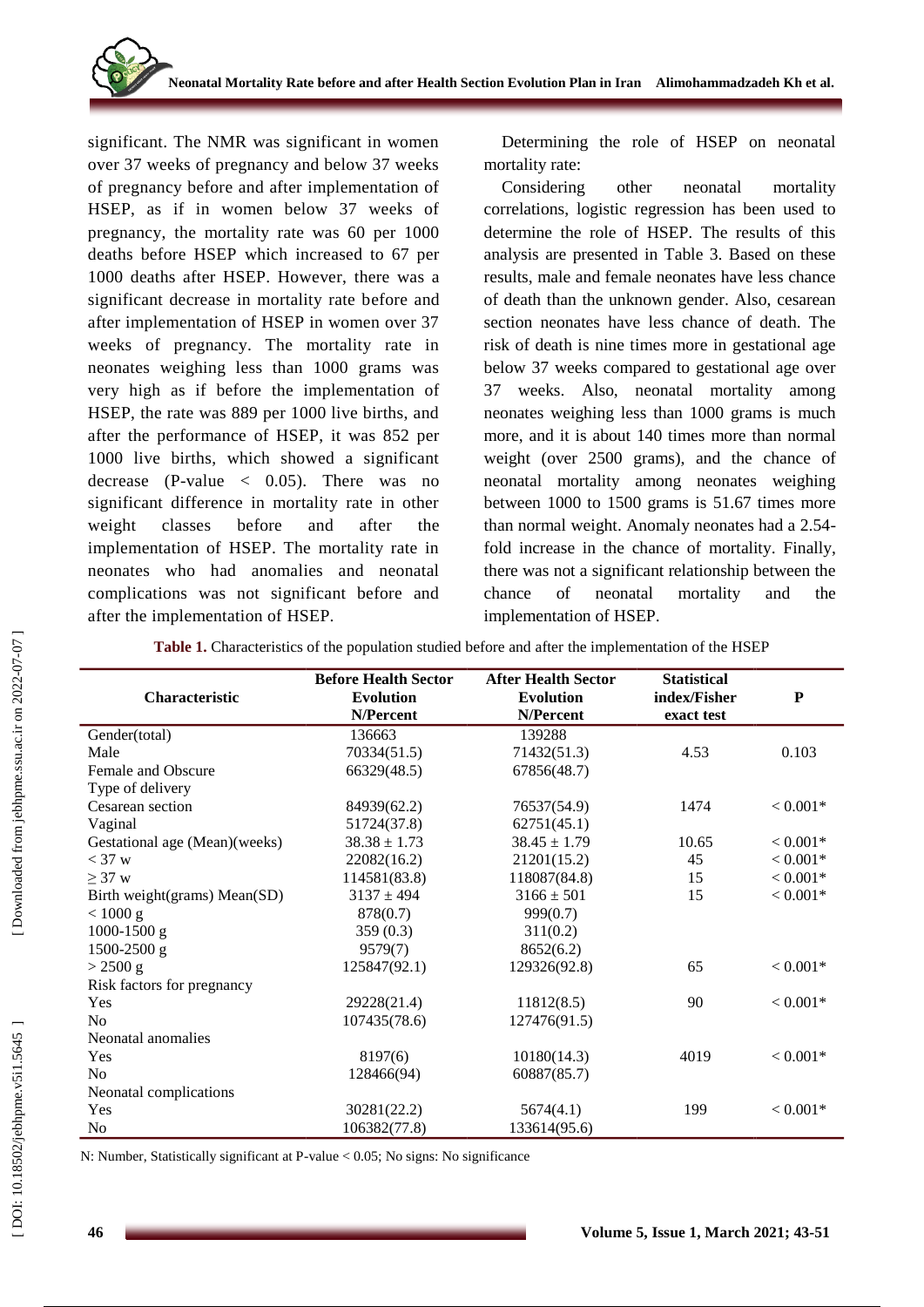significant. The NMR was significant in women over 37 weeks of pregnancy and below 37 weeks of pregnancy before and after implementation of HSEP, as if in women below 37 weeks of pregnancy, the mortality rate was 60 per 1000 deaths before HSEP which increased to 67 per 1000 deaths after HSEP. However, there was a significant decrease in mortality rate before and after implementation of HSEP in women over 37 weeks of pregnancy. The mortality rate in neonates weighing less than 1000 grams was very high as if before the implementation of HSEP, the rate was 889 per 1000 live births, and after the performance of HSEP, it was 852 per 1000 live births, which showed a significant decrease (P-value < 0.05). There was no significant difference in mortality rate in other weight classes before and after the implementation of HSEP. The mortality rate in neonates who had anomalies and neonatal complications was not significant before and after the implementation of HSEP.

Determining the role of HSEP on neonatal mortality rate:

Considering other neonatal mortality correlations, logistic regression has been used to determine the role of HSEP. The results of this analysis are presented in Table 3. Based on these results, male and female neonates have less chance of death than the unknown gender. Also, cesarean section neonates have less chance of death. The risk of death is nine times more in gestational age below 37 weeks compared to gestational age over 37 weeks. Also, neonatal mortality among neonates weighing less than 1000 grams is much more, and it is about 140 times more than normal weight (over 2500 grams), and the chance of neonatal mortality among neonates weighing between 1000 to 1500 grams is 51.67 times more than normal weight. Anomaly neonates had a 2.54-fold increase in the chance of mortality. Finally, there was not a significant relationship between the chance of neonatal mortality and the implementation of HSEP.

**Table 1.** Characteristics of the population studied before and after the implementation of the HSEP

| Characteristic | Before Health Sector Evolution N/Percent | After Health Sector Evolution N/Percent | Statistical index/Fisher exact test | P |
|---|---|---|---|---|
| Gender(total) | 136663 | 139288 | | |
| Male | 70334(51.5) | 71432(51.3) | 4.53 | 0.103 |
| Female and Obscure | 66329(48.5) | 67856(48.7) | | |
| Type of delivery | | | | |
| Cesarean section | 84939(62.2) | 76537(54.9) | 1474 | < 0.001* |
| Vaginal | 51724(37.8) | 62751(45.1) | | |
| Gestational age (Mean)(weeks) | 38.38 ± 1.73 | 38.45 ± 1.79 | 10.65 | < 0.001* |
| < 37 w | 22082(16.2) | 21201(15.2) | 45 | < 0.001* |
| ≥ 37 w | 114581(83.8) | 118087(84.8) | 15 | < 0.001* |
| Birth weight(grams) Mean(SD) | 3137 ± 494 | 3166 ± 501 | 15 | < 0.001* |
| < 1000 g | 878(0.7) | 999(0.7) | | |
| 1000-1500 g | 359 (0.3) | 311(0.2) | | |
| 1500-2500 g | 9579(7) | 8652(6.2) | | |
| > 2500 g | 125847(92.1) | 129326(92.8) | 65 | < 0.001* |
| Risk factors for pregnancy | | | | |
| Yes | 29228(21.4) | 11812(8.5) | 90 | < 0.001* |
| No | 107435(78.6) | 127476(91.5) | | |
| Neonatal anomalies | | | | |
| Yes | 8197(6) | 10180(14.3) | 4019 | < 0.001* |
| No | 128466(94) | 60887(85.7) | | |
| Neonatal complications | | | | |
| Yes | 30281(22.2) | 5674(4.1) | 199 | < 0.001* |
| No | 106382(77.8) | 133614(95.6) | | |

N: Number, Statistically significant at P-value < 0.05; No signs: No significance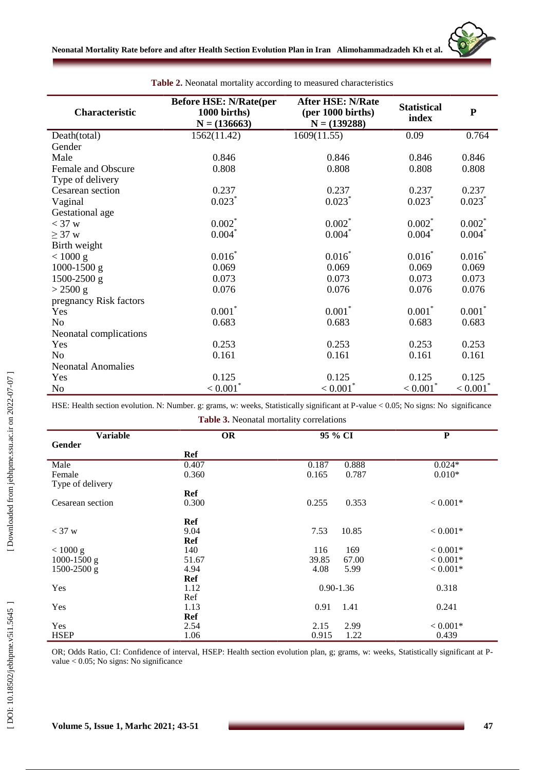**Table 2.** Neonatal mortality according to measured characteristics

| Characteristic | Before HSE: N/Rate(per 1000 births) N = (136663) | After HSE: N/Rate (per 1000 births) N = (139288) | Statistical index | P |
|---|---|---|---|---|
| Death(total) | 1562(11.42) | 1609(11.55) | 0.09 | 0.764 |
| Gender | | | | |
| Male | 0.846 | 0.846 | 0.846 | 0.846 |
| Female and Obscure | 0.808 | 0.808 | 0.808 | 0.808 |
| Type of delivery | | | | |
| Cesarean section | 0.237 | 0.237 | 0.237 | 0.237 |
| Vaginal | 0.023* | 0.023* | 0.023* | 0.023* |
| Gestational age | | | | |
| < 37 w | 0.002* | 0.002* | 0.002* | 0.002* |
| ≥ 37 w | 0.004* | 0.004* | 0.004* | 0.004* |
| Birth weight | | | | |
| < 1000 g | 0.016* | 0.016* | 0.016* | 0.016* |
| 1000-1500 g | 0.069 | 0.069 | 0.069 | 0.069 |
| 1500-2500 g | 0.073 | 0.073 | 0.073 | 0.073 |
| > 2500 g | 0.076 | 0.076 | 0.076 | 0.076 |
| pregnancy Risk factors | | | | |
| Yes | 0.001* | 0.001* | 0.001* | 0.001* |
| No | 0.683 | 0.683 | 0.683 | 0.683 |
| Neonatal complications | | | | |
| Yes | 0.253 | 0.253 | 0.253 | 0.253 |
| No | 0.161 | 0.161 | 0.161 | 0.161 |
| Neonatal Anomalies | | | | |
| Yes | 0.125 | 0.125 | 0.125 | 0.125 |
| No | < 0.001* | < 0.001* | < 0.001* | < 0.001* |

HSE: Health section evolution. N: Number. g: grams, w: weeks, Statistically significant at P-value < 0.05; No signs: No significance

**Table 3.** Neonatal mortality correlations

| Variable | OR | 95 % CI | | P |
|---|---|---|---|---|
| Gender | | | | |
| | Ref | | | |
| Male | 0.407 | 0.187 | 0.888 | 0.024* |
| Female | 0.360 | 0.165 | 0.787 | 0.010* |
| Type of delivery | | | | |
| | Ref | | | |
| Cesarean section | 0.300 | 0.255 | 0.353 | < 0.001* |
| | Ref | | | |
| < 37 w | 9.04 | 7.53 | 10.85 | < 0.001* |
| | Ref | | | |
| < 1000 g | 140 | 116 | 169 | < 0.001* |
| 1000-1500 g | 51.67 | 39.85 | 67.00 | < 0.001* |
| 1500-2500 g | 4.94 | 4.08 | 5.99 | < 0.001* |
| | Ref | | | |
| Yes | 1.12 | 0.90-1.36 | | 0.318 |
| | Ref | | | |
| Yes | 1.13 | 0.91 | 1.41 | 0.241 |
| | Ref | | | |
| Yes | 2.54 | 2.15 | 2.99 | < 0.001* |
| HSEP | 1.06 | 0.915 | 1.22 | 0.439 |

OR; Odds Ratio, CI: Confidence of interval, HSEP: Health section evolution plan, g; grams, w: weeks, Statistically significant at P-value < 0.05; No signs: No significance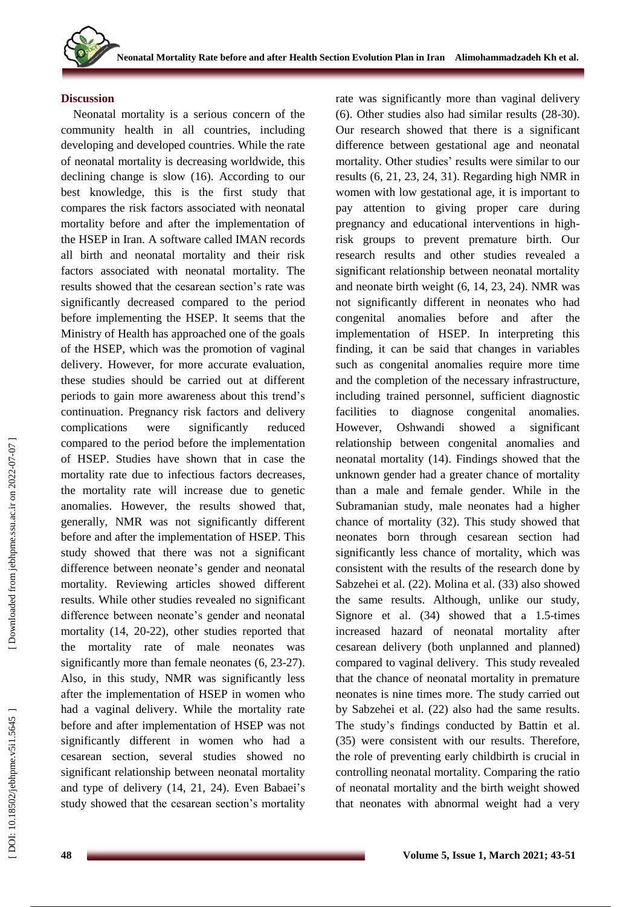## Discussion

Neonatal mortality is a serious concern of the community health in all countries, including developing and developed countries. While the rate of neonatal mortality is decreasing worldwide, this declining change is slow (16). According to our best knowledge, this is the first study that compares the risk factors associated with neonatal mortality before and after the implementation of the HSEP in Iran. A software called IMAN records all birth and neonatal mortality and their risk factors associated with neonatal mortality. The results showed that the cesarean section's rate was significantly decreased compared to the period before implementing the HSEP. It seems that the Ministry of Health has approached one of the goals of the HSEP, which was the promotion of vaginal delivery. However, for more accurate evaluation, these studies should be carried out at different periods to gain more awareness about this trend's continuation. Pregnancy risk factors and delivery complications were significantly reduced compared to the period before the implementation of HSEP. Studies have shown that in case the mortality rate due to infectious factors decreases, the mortality rate will increase due to genetic anomalies. However, the results showed that, generally, NMR was not significantly different before and after the implementation of HSEP. This study showed that there was not a significant difference between neonate's gender and neonatal mortality. Reviewing articles showed different results. While other studies revealed no significant difference between neonate's gender and neonatal mortality (14, 20-22), other studies reported that the mortality rate of male neonates was significantly more than female neonates (6, 23-27). Also, in this study, NMR was significantly less after the implementation of HSEP in women who had a vaginal delivery. While the mortality rate before and after implementation of HSEP was not significantly different in women who had a cesarean section, several studies showed no significant relationship between neonatal mortality and type of delivery (14, 21, 24). Even Babaei's study showed that the cesarean section's mortality rate was significantly more than vaginal delivery (6). Other studies also had similar results (28-30). Our research showed that there is a significant difference between gestational age and neonatal mortality. Other studies' results were similar to our results (6, 21, 23, 24, 31). Regarding high NMR in women with low gestational age, it is important to pay attention to giving proper care during pregnancy and educational interventions in high-risk groups to prevent premature birth. Our research results and other studies revealed a significant relationship between neonatal mortality and neonate birth weight (6, 14, 23, 24). NMR was not significantly different in neonates who had congenital anomalies before and after the implementation of HSEP. In interpreting this finding, it can be said that changes in variables such as congenital anomalies require more time and the completion of the necessary infrastructure, including trained personnel, sufficient diagnostic facilities to diagnose congenital anomalies. However, Oshwandi showed a significant relationship between congenital anomalies and neonatal mortality (14). Findings showed that the unknown gender had a greater chance of mortality than a male and female gender. While in the Subramanian study, male neonates had a higher chance of mortality (32). This study showed that neonates born through cesarean section had significantly less chance of mortality, which was consistent with the results of the research done by Sabzehei et al. (22). Molina et al. (33) also showed the same results. Although, unlike our study, Signore et al. (34) showed that a 1.5-times increased hazard of neonatal mortality after cesarean delivery (both unplanned and planned) compared to vaginal delivery. This study revealed that the chance of neonatal mortality in premature neonates is nine times more. The study carried out by Sabzehei et al. (22) also had the same results. The study's findings conducted by Battin et al. (35) were consistent with our results. Therefore, the role of preventing early childbirth is crucial in controlling neonatal mortality. Comparing the ratio of neonatal mortality and the birth weight showed that neonates with abnormal weight had a very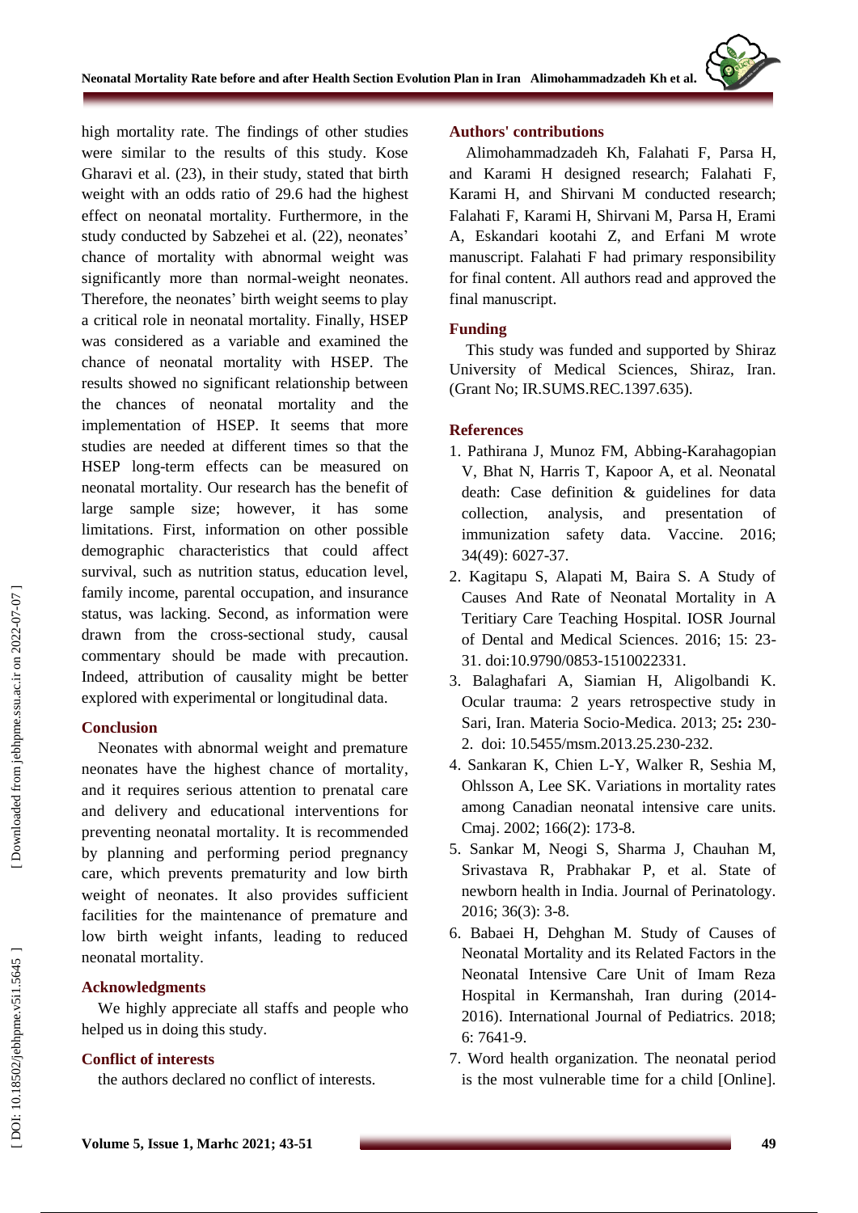high mortality rate. The findings of other studies were similar to the results of this study. Kose Gharavi et al. (23), in their study, stated that birth weight with an odds ratio of 29.6 had the highest effect on neonatal mortality. Furthermore, in the study conducted by Sabzehei et al. (22), neonates' chance of mortality with abnormal weight was significantly more than normal-weight neonates. Therefore, the neonates' birth weight seems to play a critical role in neonatal mortality. Finally, HSEP was considered as a variable and examined the chance of neonatal mortality with HSEP. The results showed no significant relationship between the chances of neonatal mortality and the implementation of HSEP. It seems that more studies are needed at different times so that the HSEP long-term effects can be measured on neonatal mortality. Our research has the benefit of large sample size; however, it has some limitations. First, information on other possible demographic characteristics that could affect survival, such as nutrition status, education level, family income, parental occupation, and insurance status, was lacking. Second, as information were drawn from the cross-sectional study, causal commentary should be made with precaution. Indeed, attribution of causality might be better explored with experimental or longitudinal data.

## Conclusion

Neonates with abnormal weight and premature neonates have the highest chance of mortality, and it requires serious attention to prenatal care and delivery and educational interventions for preventing neonatal mortality. It is recommended by planning and performing period pregnancy care, which prevents prematurity and low birth weight of neonates. It also provides sufficient facilities for the maintenance of premature and low birth weight infants, leading to reduced neonatal mortality.

## Acknowledgments

We highly appreciate all staffs and people who helped us in doing this study.

## Conflict of interests

the authors declared no conflict of interests.

## Authors' contributions

Alimohammadzadeh Kh, Falahati F, Parsa H, and Karami H designed research; Falahati F, Karami H, and Shirvani M conducted research; Falahati F, Karami H, Shirvani M, Parsa H, Erami A, Eskandari kootahi Z, and Erfani M wrote manuscript. Falahati F had primary responsibility for final content. All authors read and approved the final manuscript.

## Funding

This study was funded and supported by Shiraz University of Medical Sciences, Shiraz, Iran. (Grant No; IR.SUMS.REC.1397.635).

## References

1. Pathirana J, Munoz FM, Abbing-Karahagopian V, Bhat N, Harris T, Kapoor A, et al. Neonatal death: Case definition & guidelines for data collection, analysis, and presentation of immunization safety data. Vaccine. 2016; 34(49): 6027-37.
2. Kagitapu S, Alapati M, Baira S. A Study of Causes And Rate of Neonatal Mortality in A Teritiary Care Teaching Hospital. IOSR Journal of Dental and Medical Sciences. 2016; 15: 23-31. doi:10.9790/0853-1510022331.
3. Balaghafari A, Siamian H, Aligolbandi K. Ocular trauma: 2 years retrospective study in Sari, Iran. Materia Socio-Medica. 2013; 25**:** 230-2. doi: 10.5455/msm.2013.25.230-232.
4. Sankaran K, Chien L-Y, Walker R, Seshia M, Ohlsson A, Lee SK. Variations in mortality rates among Canadian neonatal intensive care units. Cmaj. 2002; 166(2): 173-8.
5. Sankar M, Neogi S, Sharma J, Chauhan M, Srivastava R, Prabhakar P, et al. State of newborn health in India. Journal of Perinatology. 2016; 36(3): 3-8.
6. Babaei H, Dehghan M. Study of Causes of Neonatal Mortality and its Related Factors in the Neonatal Intensive Care Unit of Imam Reza Hospital in Kermanshah, Iran during (2014-2016). International Journal of Pediatrics. 2018; 6: 7641-9.
7. Word health organization. The neonatal period is the most vulnerable time for a child [Online].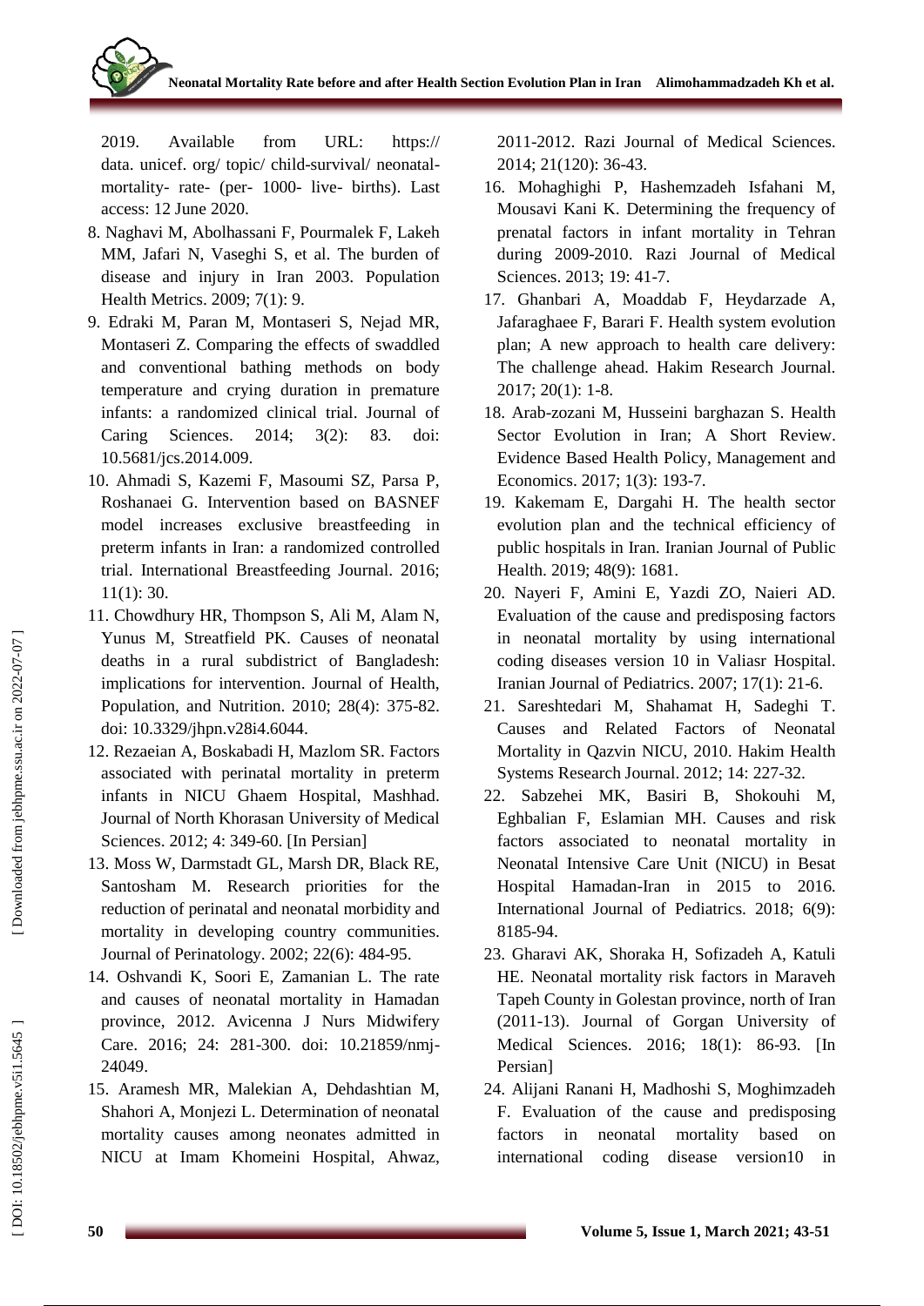2019. Available from URL: https:// data. unicef. org/ topic/ child-survival/ neonatal-mortality- rate- (per- 1000- live- births). Last access: 12 June 2020.

8. Naghavi M, Abolhassani F, Pourmalek F, Lakeh MM, Jafari N, Vaseghi S, et al. The burden of disease and injury in Iran 2003. Population Health Metrics. 2009; 7(1): 9.
9. Edraki M, Paran M, Montaseri S, Nejad MR, Montaseri Z. Comparing the effects of swaddled and conventional bathing methods on body temperature and crying duration in premature infants: a randomized clinical trial. Journal of Caring Sciences. 2014; 3(2): 83. doi: 10.5681/jcs.2014.009.
10. Ahmadi S, Kazemi F, Masoumi SZ, Parsa P, Roshanaei G. Intervention based on BASNEF model increases exclusive breastfeeding in preterm infants in Iran: a randomized controlled trial. International Breastfeeding Journal. 2016; 11(1): 30.
11. Chowdhury HR, Thompson S, Ali M, Alam N, Yunus M, Streatfield PK. Causes of neonatal deaths in a rural subdistrict of Bangladesh: implications for intervention. Journal of Health, Population, and Nutrition. 2010; 28(4): 375-82. doi: 10.3329/jhpn.v28i4.6044.
12. Rezaeian A, Boskabadi H, Mazlom SR. Factors associated with perinatal mortality in preterm infants in NICU Ghaem Hospital, Mashhad. Journal of North Khorasan University of Medical Sciences. 2012; 4: 349-60. [In Persian]
13. Moss W, Darmstadt GL, Marsh DR, Black RE, Santosham M. Research priorities for the reduction of perinatal and neonatal morbidity and mortality in developing country communities. Journal of Perinatology. 2002; 22(6): 484-95.
14. Oshvandi K, Soori E, Zamanian L. The rate and causes of neonatal mortality in Hamadan province, 2012. Avicenna J Nurs Midwifery Care. 2016; 24: 281-300. doi: 10.21859/nmj-24049.
15. Aramesh MR, Malekian A, Dehdashtian M, Shahori A, Monjezi L. Determination of neonatal mortality causes among neonates admitted in NICU at Imam Khomeini Hospital, Ahwaz, 2011-2012. Razi Journal of Medical Sciences. 2014; 21(120): 36-43.
16. Mohaghighi P, Hashemzadeh Isfahani M, Mousavi Kani K. Determining the frequency of prenatal factors in infant mortality in Tehran during 2009-2010. Razi Journal of Medical Sciences. 2013; 19: 41-7.
17. Ghanbari A, Moaddab F, Heydarzade A, Jafaraghaee F, Barari F. Health system evolution plan; A new approach to health care delivery: The challenge ahead. Hakim Research Journal. 2017; 20(1): 1-8.
18. Arab-zozani M, Husseini barghazan S. Health Sector Evolution in Iran; A Short Review. Evidence Based Health Policy, Management and Economics. 2017; 1(3): 193-7.
19. Kakemam E, Dargahi H. The health sector evolution plan and the technical efficiency of public hospitals in Iran. Iranian Journal of Public Health. 2019; 48(9): 1681.
20. Nayeri F, Amini E, Yazdi ZO, Naieri AD. Evaluation of the cause and predisposing factors in neonatal mortality by using international coding diseases version 10 in Valiasr Hospital. Iranian Journal of Pediatrics. 2007; 17(1): 21-6.
21. Sareshtedari M, Shahamat H, Sadeghi T. Causes and Related Factors of Neonatal Mortality in Qazvin NICU, 2010. Hakim Health Systems Research Journal. 2012; 14: 227-32.
22. Sabzehei MK, Basiri B, Shokouhi M, Eghbalian F, Eslamian MH. Causes and risk factors associated to neonatal mortality in Neonatal Intensive Care Unit (NICU) in Besat Hospital Hamadan-Iran in 2015 to 2016. International Journal of Pediatrics. 2018; 6(9): 8185-94.
23. Gharavi AK, Shoraka H, Sofizadeh A, Katuli HE. Neonatal mortality risk factors in Maraveh Tapeh County in Golestan province, north of Iran (2011-13). Journal of Gorgan University of Medical Sciences. 2016; 18(1): 86-93. [In Persian]
24. Alijani Ranani H, Madhoshi S, Moghimzadeh F. Evaluation of the cause and predisposing factors in neonatal mortality based on international coding disease version10 in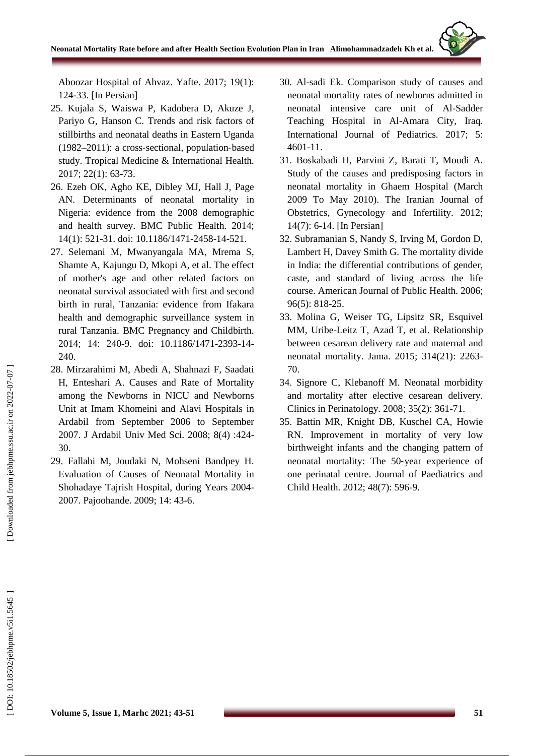Aboozar Hospital of Ahvaz. Yafte. 2017; 19(1): 124-33. [In Persian]

25. Kujala S, Waiswa P, Kadobera D, Akuze J, Pariyo G, Hanson C. Trends and risk factors of stillbirths and neonatal deaths in Eastern Uganda (1982–2011): a cross-sectional, population-based study. Tropical Medicine & International Health. 2017; 22(1): 63-73.
26. Ezeh OK, Agho KE, Dibley MJ, Hall J, Page AN. Determinants of neonatal mortality in Nigeria: evidence from the 2008 demographic and health survey. BMC Public Health. 2014; 14(1): 521-31. doi: 10.1186/1471-2458-14-521.
27. Selemani M, Mwanyangala MA, Mrema S, Shamte A, Kajungu D, Mkopi A, et al. The effect of mother's age and other related factors on neonatal survival associated with first and second birth in rural, Tanzania: evidence from Ifakara health and demographic surveillance system in rural Tanzania. BMC Pregnancy and Childbirth. 2014; 14: 240-9. doi: 10.1186/1471-2393-14-240.
28. Mirzarahimi M, Abedi A, Shahnazi F, Saadati H, Enteshari A. Causes and Rate of Mortality among the Newborns in NICU and Newborns Unit at Imam Khomeini and Alavi Hospitals in Ardabil from September 2006 to September 2007. J Ardabil Univ Med Sci. 2008; 8(4) :424-30.
29. Fallahi M, Joudaki N, Mohseni Bandpey H. Evaluation of Causes of Neonatal Mortality in Shohadaye Tajrish Hospital, during Years 2004-2007. Pajoohande. 2009; 14: 43-6.
30. Al-sadi Ek. Comparison study of causes and neonatal mortality rates of newborns admitted in neonatal intensive care unit of Al-Sadder Teaching Hospital in Al-Amara City, Iraq. International Journal of Pediatrics. 2017; 5: 4601-11.
31. Boskabadi H, Parvini Z, Barati T, Moudi A. Study of the causes and predisposing factors in neonatal mortality in Ghaem Hospital (March 2009 To May 2010). The Iranian Journal of Obstetrics, Gynecology and Infertility. 2012; 14(7): 6-14. [In Persian]
32. Subramanian S, Nandy S, Irving M, Gordon D, Lambert H, Davey Smith G. The mortality divide in India: the differential contributions of gender, caste, and standard of living across the life course. American Journal of Public Health. 2006; 96(5): 818-25.
33. Molina G, Weiser TG, Lipsitz SR, Esquivel MM, Uribe-Leitz T, Azad T, et al. Relationship between cesarean delivery rate and maternal and neonatal mortality. Jama. 2015; 314(21): 2263-70.
34. Signore C, Klebanoff M. Neonatal morbidity and mortality after elective cesarean delivery. Clinics in Perinatology. 2008; 35(2): 361-71.
35. Battin MR, Knight DB, Kuschel CA, Howie RN. Improvement in mortality of very low birthweight infants and the changing pattern of neonatal mortality: The 50-year experience of one perinatal centre. Journal of Paediatrics and Child Health. 2012; 48(7): 596-9.